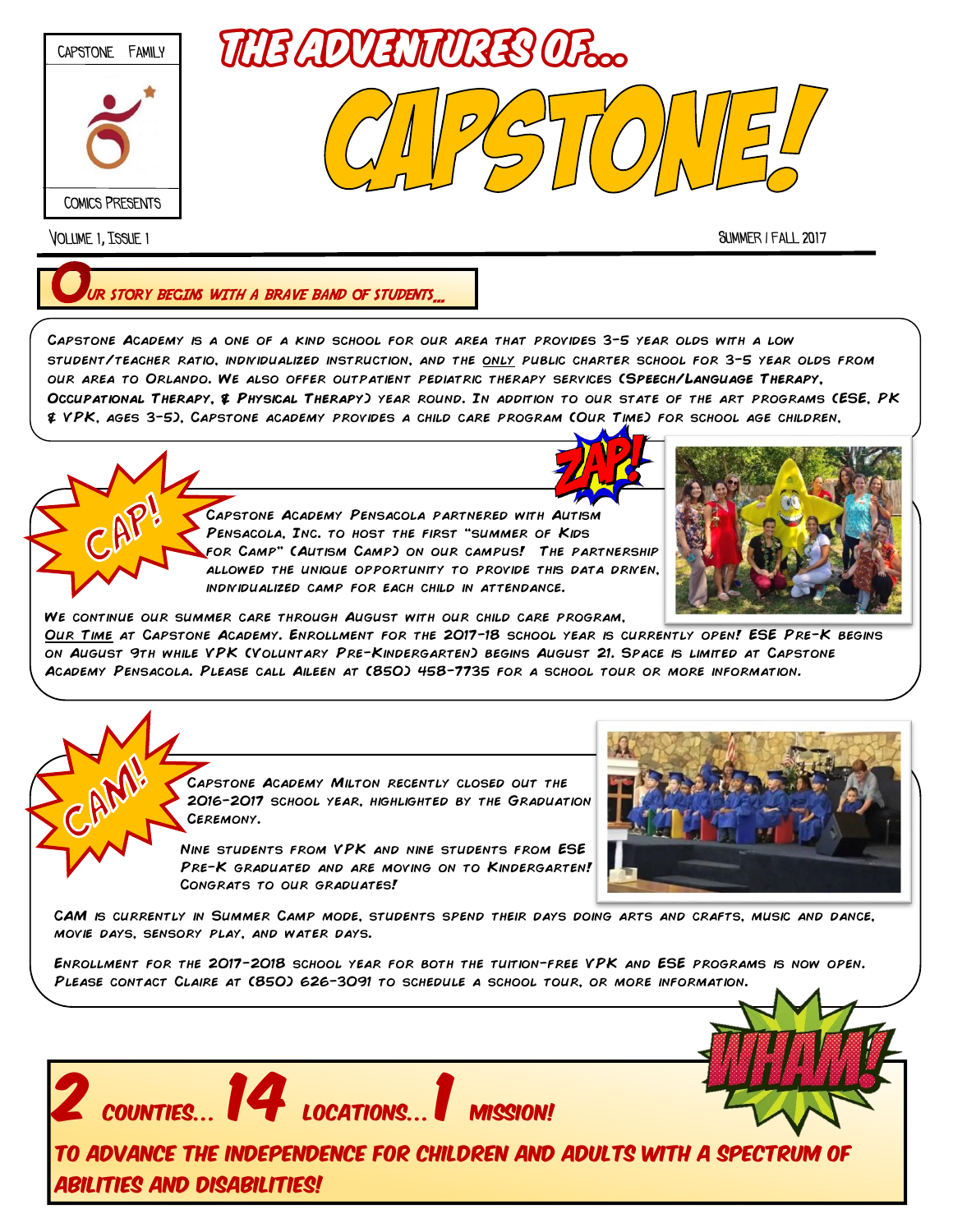Capstone Family Comics Presents

# The Adventures of... Capstone!

Volume 1, Issue 1 — Summer / Fall 2017

## Our story begins with a brave band of students...

Capstone Academy is a one of a kind school for our area that provides 3-5 year olds with a low student/teacher ratio, individualized instruction, and the only public charter school for 3-5 year olds from our area to Orlando. We also offer outpatient pediatric therapy services (Speech/Language Therapy, Occupational Therapy, & Physical Therapy) year round. In addition to our state of the art programs (ESE, PK & VPK, ages 3-5), Capstone academy provides a child care program (Our Time) for school age children.

## CAP!

ZAP!

Capstone Academy Pensacola partnered with Autism Pensacola, Inc. to host the first "Summer of Kids for Camp" (Autism Camp) on our campus! The partnership allowed the unique opportunity to provide this data driven, individualized camp for each child in attendance.

We continue our summer care through August with our child care program, Our Time at Capstone Academy. Enrollment for the 2017-18 school year is currently open! ESE Pre-K begins on August 9th while VPK (Voluntary Pre-Kindergarten) begins August 21. Space is limited at Capstone Academy Pensacola. Please call Aileen at (850) 458-7735 for a school tour or more information.

## CAM!

Capstone Academy Milton recently closed out the 2016-2017 school year, highlighted by the Graduation Ceremony.

Nine students from VPK and nine students from ESE Pre-K graduated and are moving on to Kindergarten! Congrats to our graduates!

CAM is currently in Summer Camp mode, students spend their days doing arts and crafts, music and dance, movie days, sensory play, and water days.

Enrollment for the 2017-2018 school year for both the tuition-free VPK and ESE programs is now open. Please contact Claire at (850) 626-3091 to schedule a school tour, or more information.

## WHAM!

**2 counties... 14 locations... 1 mission!**

*To advance the independence for children and adults with a spectrum of abilities and disabilities!*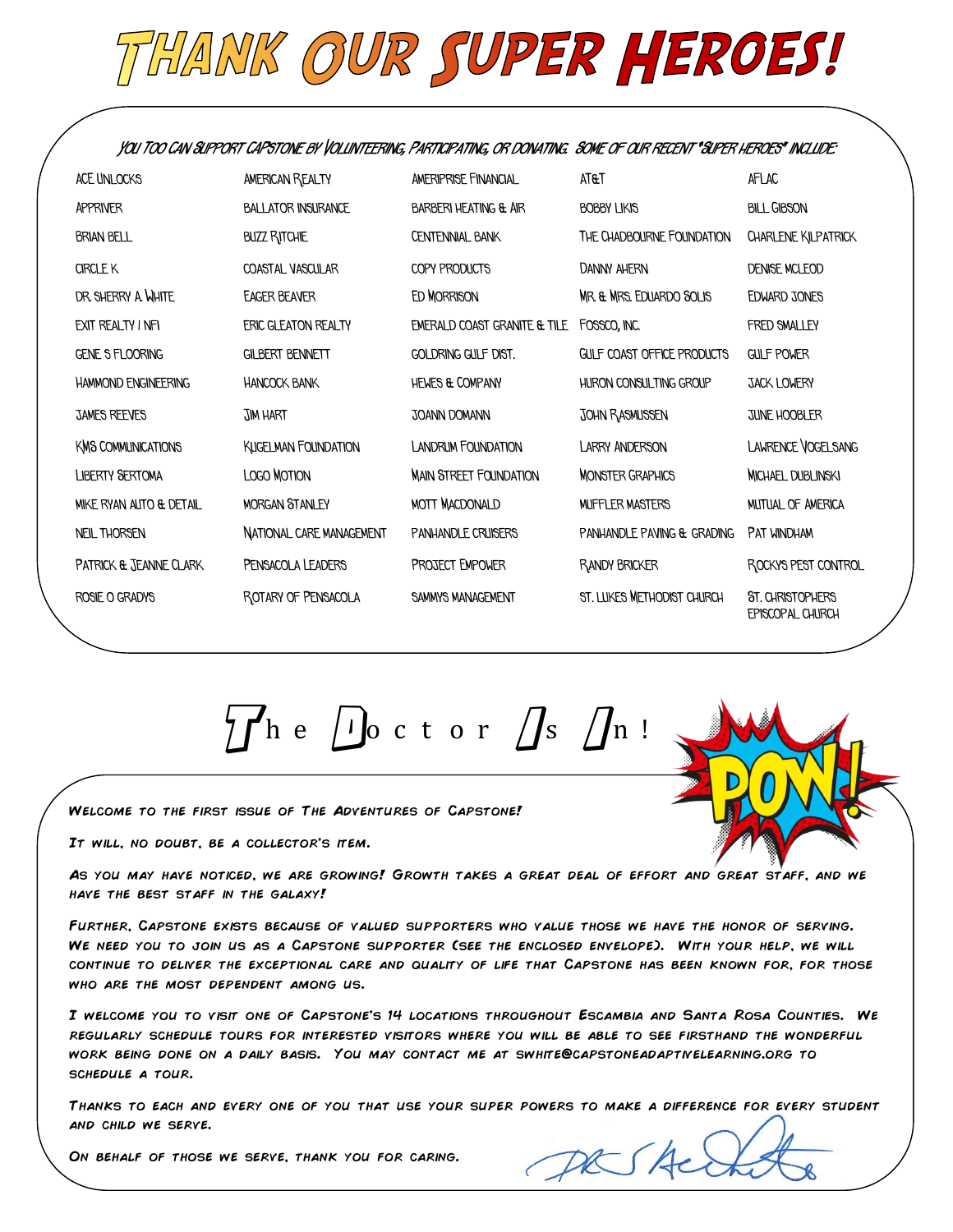# Thank Our Super Heroes!

*You too can support Capstone by volunteering, participating, or donating. Some of our recent "Super Heroes" include:*

| | | | | |
|---|---|---|---|---|
| Ace Unlocks | American Realty | Ameriprise Financial | AT&T | AFLAC |
| Appriver | Ballator Insurance | Barberi Heating & Air | Bobby Likis | Bill Gibson |
| Brian Bell | Buzz Ritchie | Centennial Bank | The Chadbourne Foundation | Charlene Kilpatrick |
| Circle K | Coastal Vascular | Copy Products | Danny Ahern | Denise McLeod |
| Dr. Sherry A. White | Eager Beaver | Ed Morrison | Mr. & Mrs. Eduardo Solis | Edward Jones |
| Exit Realty / NFI | Eric Gleaton Realty | Emerald Coast Granite & Tile | Fossco, Inc. | Fred Smalley |
| Gene S Flooring | Gilbert Bennett | Goldring Gulf Dist. | Gulf Coast Office Products | Gulf Power |
| Hammond Engineering | Hancock Bank | Hewes & Company | Huron Consulting Group | Jack Lowery |
| James Reeves | Jim Hart | Joann Domann | John Rasmussen | June Hoobler |
| KMS Communications | Kugelman Foundation | Landrum Foundation | Larry Anderson | Lawrence Vogelsang |
| Liberty Sertoma | Logo Motion | Main Street Foundation | Monster Graphics | Michael Dublinski |
| Mike Ryan Auto & Detail | Morgan Stanley | Mott MacDonald | Muffler Masters | Mutual of America |
| Neil Thorsen | National Care Management | Panhandle Cruisers | Panhandle Paving & Grading | Pat Windham |
| Patrick & Jeanne Clark | Pensacola Leaders | Project Empower | Randy Bricker | Rockys Pest Control |
| Rosie O Gradys | Rotary of Pensacola | Sammys Management | St. Lukes Methodist Church | St. Christophers Episcopal Church |

## The Doctor Is In!

*Welcome to the first issue of The Adventures of Capstone!*

*It will, no doubt, be a collector's item.*

*As you may have noticed, we are growing! Growth takes a great deal of effort and great staff, and we have the best staff in the galaxy!*

*Further, Capstone exists because of valued supporters who value those we have the honor of serving. We need you to join us as a Capstone supporter (see the enclosed envelope). With your help, we will continue to deliver the exceptional care and quality of life that Capstone has been known for, for those who are the most dependent among us.*

*I welcome you to visit one of Capstone's 14 locations throughout Escambia and Santa Rosa Counties. We regularly schedule tours for interested visitors where you will be able to see firsthand the wonderful work being done on a daily basis. You may contact me at swhite@capstoneadaptivelearning.org to schedule a tour.*

*Thanks to each and every one of you that use your super powers to make a difference for every student and child we serve.*

*On behalf of those we serve, thank you for caring.*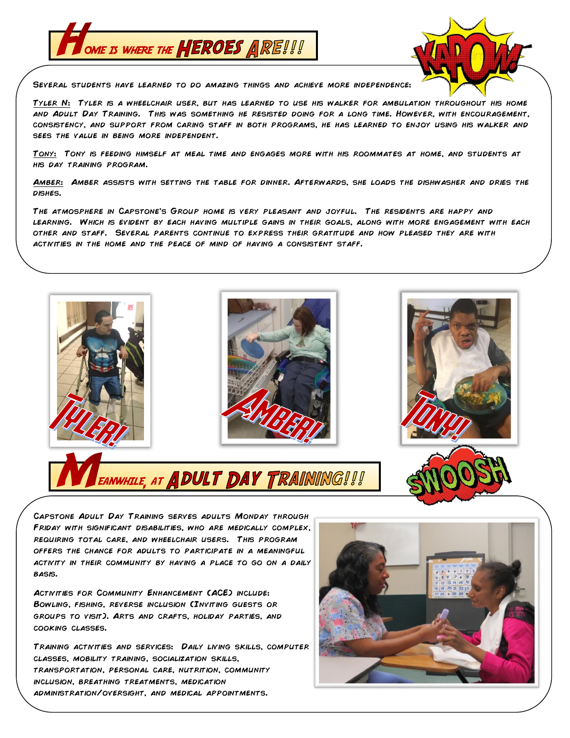# Home is where the Heroes Are!!!

Several students have learned to do amazing things and achieve more independence:

**Tyler N:** Tyler is a wheelchair user, but has learned to use his walker for ambulation throughout his home and Adult Day Training. This was something he resisted doing for a long time. However, with encouragement, consistency, and support from caring staff in both programs, he has learned to enjoy using his walker and sees the value in being more independent.

**Tony:** Tony is feeding himself at meal time and engages more with his roommates at home, and students at his day training program.

**Amber:** Amber assists with setting the table for dinner. Afterwards, she loads the dishwasher and dries the dishes.

The atmosphere in Capstone's Group home is very pleasant and joyful. The residents are happy and learning. Which is evident by each having multiple gains in their goals, along with more engagement with each other and staff. Several parents continue to express their gratitude and how pleased they are with activities in the home and the peace of mind of having a consistent staff.

Tyler!

Amber!

Tony!

# Meanwhile, at Adult Day Training!!!

Capstone Adult Day Training serves adults Monday through Friday with significant disabilities, who are medically complex, requiring total care, and wheelchair users. This program offers the chance for adults to participate in a meaningful activity in their community by having a place to go on a daily basis.

Activities for Community Enhancement (ACE) include: Bowling, fishing, reverse inclusion (Inviting guests or groups to visit). Arts and crafts, holiday parties, and cooking classes.

Training activities and services: Daily living skills, computer classes, mobility training, socialization skills, transportation, personal care, nutrition, community inclusion, breathing treatments, medication administration/oversight, and medical appointments.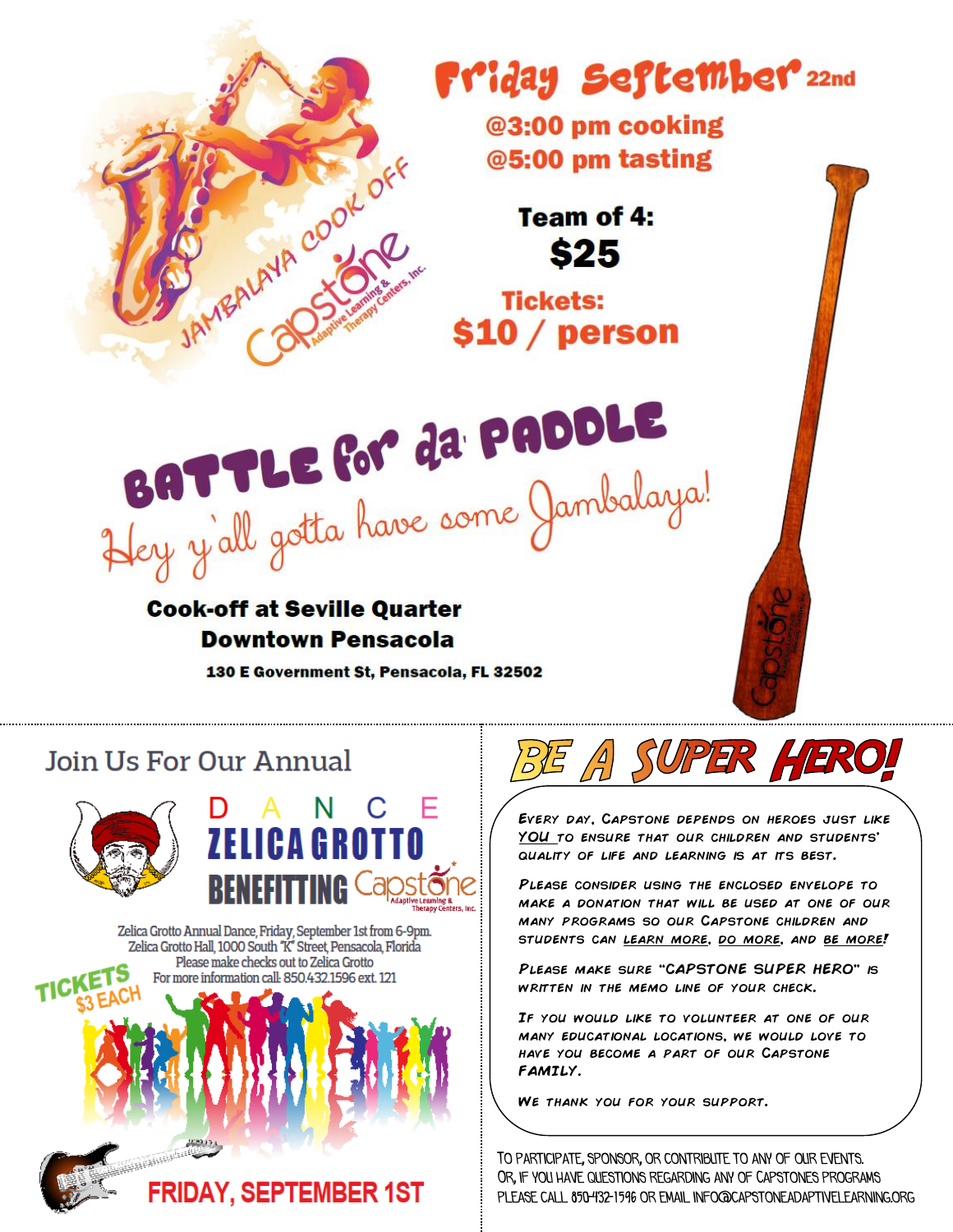# Friday September 22nd

**@3:00 pm cooking**
**@5:00 pm tasting**

**Team of 4:**
**$25**

**Tickets:**
**$10 / person**

JAMBALAYA COOK OFF

Capstone Adaptive Learning & Therapy Centers, Inc.

# BATTLE for da PADDLE

*Hey y'all gotta have some Jambalaya!*

**Cook-off at Seville Quarter**
**Downtown Pensacola**
**130 E Government St, Pensacola, FL 32502**

---

## Join Us For Our Annual

# DANCE ZELICA GROTTO BENEFITTING Capstone

Capstone Adaptive Learning & Therapy Centers, Inc.

Zelica Grotto Annual Dance, Friday, September 1st from 6-9pm.
Zelica Grotto Hall, 1000 South "K" Street, Pensacola, Florida
Please make checks out to Zelica Grotto
For more information call: 850.432.1596 ext. 121

TICKETS $3 EACH

**FRIDAY, SEPTEMBER 1ST**

---

# BE A SUPER HERO!

Every day, Capstone depends on heroes just like YOU to ensure that our children and students' quality of life and learning is at its best.

Please consider using the enclosed envelope to make a donation that will be used at one of our many programs so our Capstone children and students can learn more, do more, and be more!

Please make sure "Capstone Super Hero" is written in the memo line of your check.

If you would like to volunteer at one of our many educational locations, we would love to have you become a part of our Capstone family.

We thank you for your support.

To participate, sponsor, or contribute to any of our events.
Or, if you have questions regarding any of Capstones programs
please call 850-432-1596 or email info@capstoneadaptivelearning.org